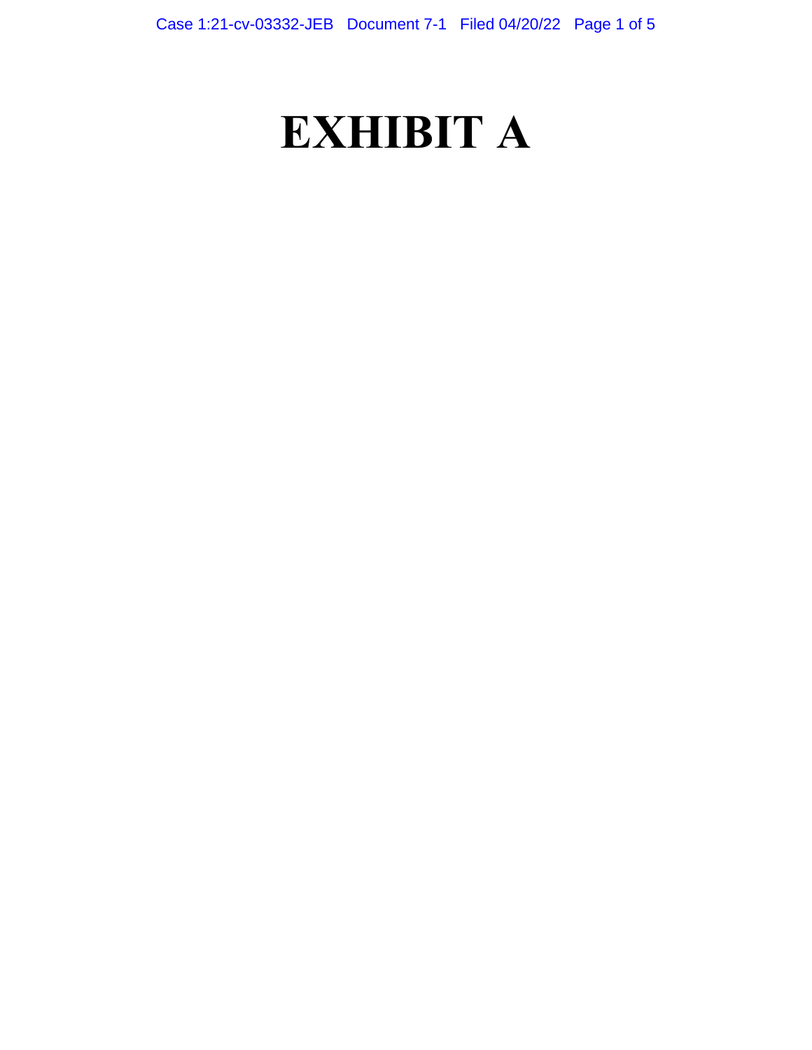# EXHIBIT A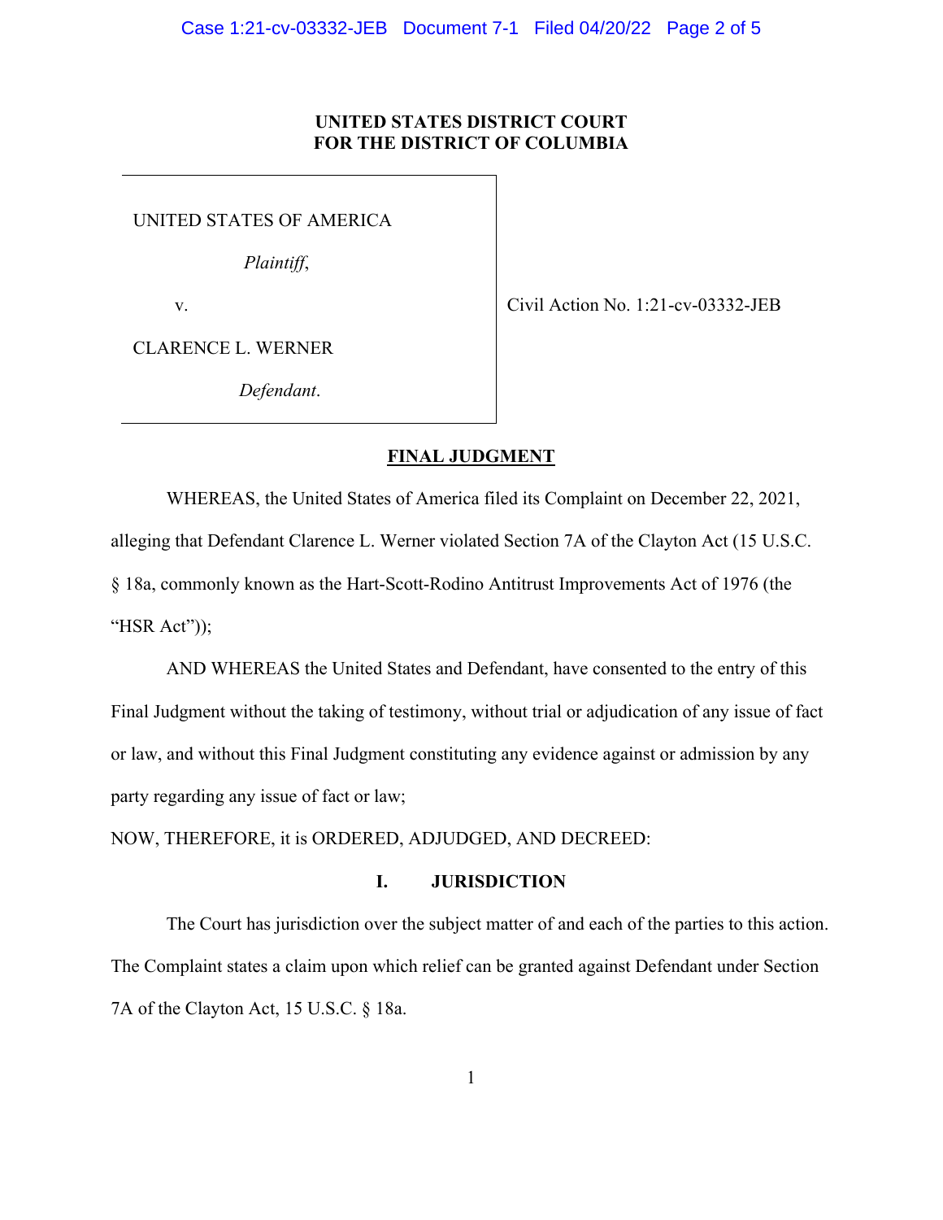**UNITED STATES DISTRICT COURT**
**FOR THE DISTRICT OF COLUMBIA**

| | |
|---|---|
| UNITED STATES OF AMERICA<br><br>*Plaintiff*,<br><br>v.<br><br>CLARENCE L. WERNER<br><br>*Defendant*. | Civil Action No. 1:21-cv-03332-JEB |

**FINAL JUDGMENT**

WHEREAS, the United States of America filed its Complaint on December 22, 2021, alleging that Defendant Clarence L. Werner violated Section 7A of the Clayton Act (15 U.S.C. § 18a, commonly known as the Hart-Scott-Rodino Antitrust Improvements Act of 1976 (the "HSR Act"));

AND WHEREAS the United States and Defendant, have consented to the entry of this Final Judgment without the taking of testimony, without trial or adjudication of any issue of fact or law, and without this Final Judgment constituting any evidence against or admission by any party regarding any issue of fact or law;

NOW, THEREFORE, it is ORDERED, ADJUDGED, AND DECREED:

## I. JURISDICTION

The Court has jurisdiction over the subject matter of and each of the parties to this action. The Complaint states a claim upon which relief can be granted against Defendant under Section 7A of the Clayton Act, 15 U.S.C. § 18a.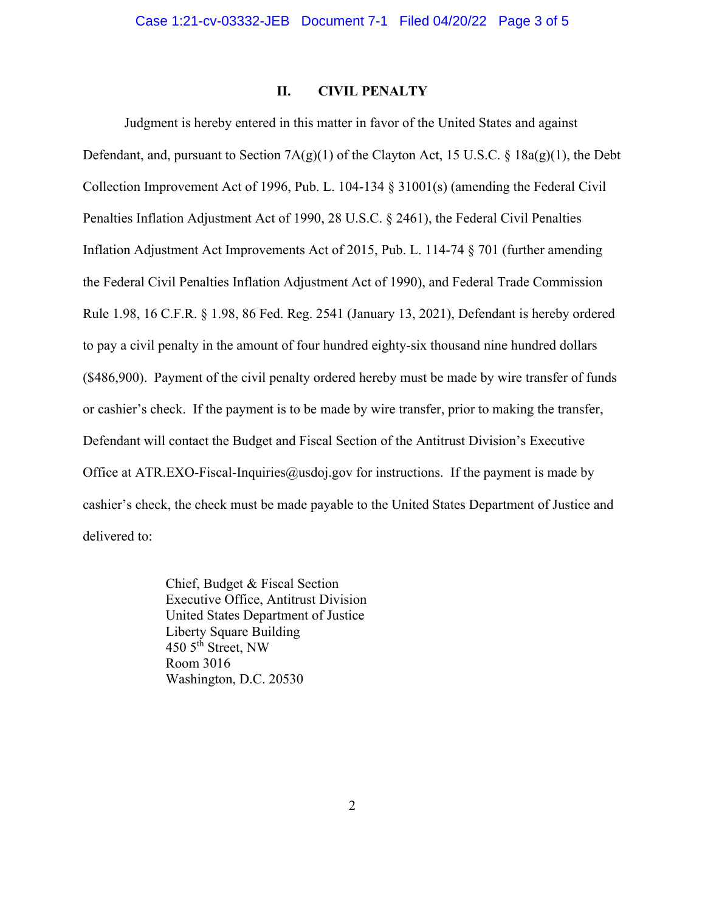## II. CIVIL PENALTY

Judgment is hereby entered in this matter in favor of the United States and against Defendant, and, pursuant to Section 7A(g)(1) of the Clayton Act, 15 U.S.C. § 18a(g)(1), the Debt Collection Improvement Act of 1996, Pub. L. 104-134 § 31001(s) (amending the Federal Civil Penalties Inflation Adjustment Act of 1990, 28 U.S.C. § 2461), the Federal Civil Penalties Inflation Adjustment Act Improvements Act of 2015, Pub. L. 114-74 § 701 (further amending the Federal Civil Penalties Inflation Adjustment Act of 1990), and Federal Trade Commission Rule 1.98, 16 C.F.R. § 1.98, 86 Fed. Reg. 2541 (January 13, 2021), Defendant is hereby ordered to pay a civil penalty in the amount of four hundred eighty-six thousand nine hundred dollars ($486,900). Payment of the civil penalty ordered hereby must be made by wire transfer of funds or cashier's check. If the payment is to be made by wire transfer, prior to making the transfer, Defendant will contact the Budget and Fiscal Section of the Antitrust Division's Executive Office at ATR.EXO-Fiscal-Inquiries@usdoj.gov for instructions. If the payment is made by cashier's check, the check must be made payable to the United States Department of Justice and delivered to:

Chief, Budget & Fiscal Section
Executive Office, Antitrust Division
United States Department of Justice
Liberty Square Building
450 5th Street, NW
Room 3016
Washington, D.C. 20530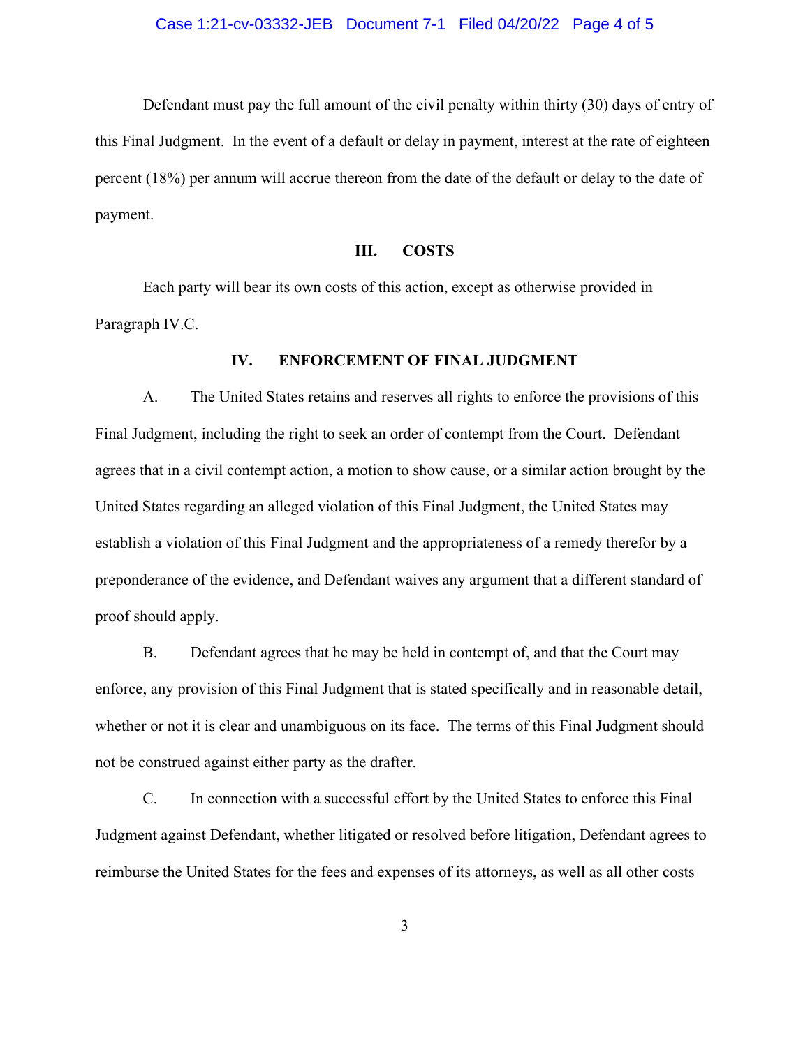Defendant must pay the full amount of the civil penalty within thirty (30) days of entry of this Final Judgment. In the event of a default or delay in payment, interest at the rate of eighteen percent (18%) per annum will accrue thereon from the date of the default or delay to the date of payment.

## III. COSTS

Each party will bear its own costs of this action, except as otherwise provided in Paragraph IV.C.

## IV. ENFORCEMENT OF FINAL JUDGMENT

A. The United States retains and reserves all rights to enforce the provisions of this Final Judgment, including the right to seek an order of contempt from the Court. Defendant agrees that in a civil contempt action, a motion to show cause, or a similar action brought by the United States regarding an alleged violation of this Final Judgment, the United States may establish a violation of this Final Judgment and the appropriateness of a remedy therefor by a preponderance of the evidence, and Defendant waives any argument that a different standard of proof should apply.

B. Defendant agrees that he may be held in contempt of, and that the Court may enforce, any provision of this Final Judgment that is stated specifically and in reasonable detail, whether or not it is clear and unambiguous on its face. The terms of this Final Judgment should not be construed against either party as the drafter.

C. In connection with a successful effort by the United States to enforce this Final Judgment against Defendant, whether litigated or resolved before litigation, Defendant agrees to reimburse the United States for the fees and expenses of its attorneys, as well as all other costs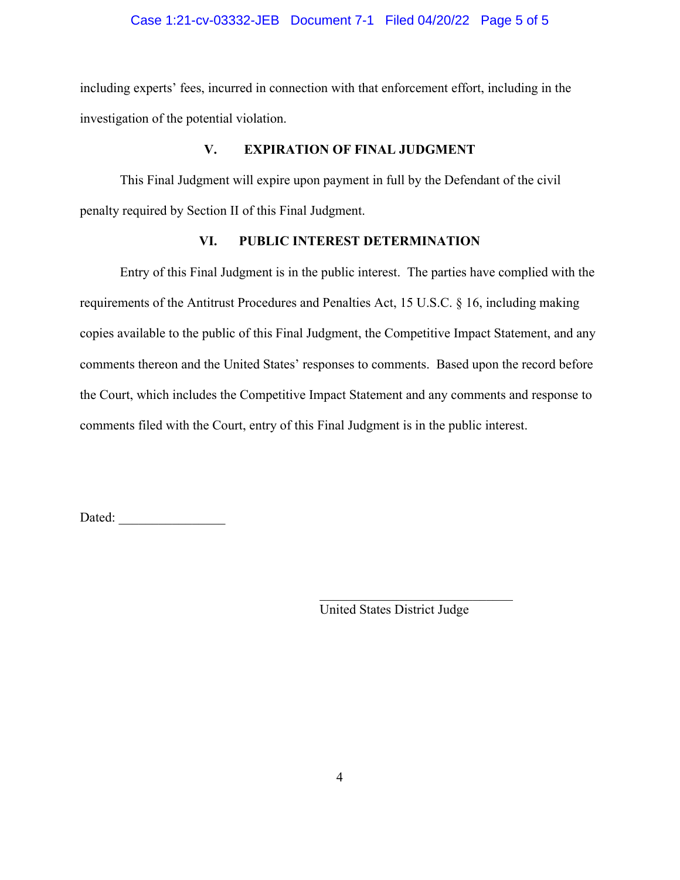including experts' fees, incurred in connection with that enforcement effort, including in the investigation of the potential violation.

## V. EXPIRATION OF FINAL JUDGMENT

This Final Judgment will expire upon payment in full by the Defendant of the civil penalty required by Section II of this Final Judgment.

## VI. PUBLIC INTEREST DETERMINATION

Entry of this Final Judgment is in the public interest. The parties have complied with the requirements of the Antitrust Procedures and Penalties Act, 15 U.S.C. § 16, including making copies available to the public of this Final Judgment, the Competitive Impact Statement, and any comments thereon and the United States' responses to comments. Based upon the record before the Court, which includes the Competitive Impact Statement and any comments and response to comments filed with the Court, entry of this Final Judgment is in the public interest.

Dated: ________________

______________________________
United States District Judge